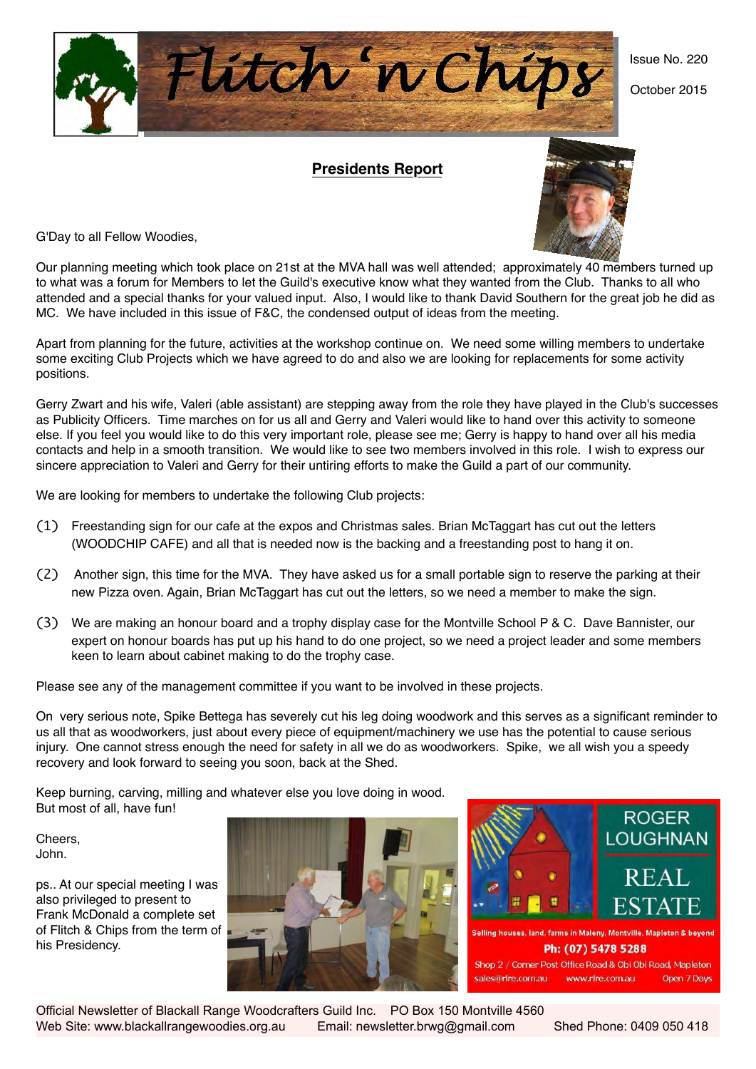# Flitch 'n Chips

Issue No. 220

October 2015

## Presidents Report

G'Day to all Fellow Woodies,

Our planning meeting which took place on 21st at the MVA hall was well attended; approximately 40 members turned up to what was a forum for Members to let the Guild's executive know what they wanted from the Club. Thanks to all who attended and a special thanks for your valued input. Also, I would like to thank David Southern for the great job he did as MC. We have included in this issue of F&C, the condensed output of ideas from the meeting.

Apart from planning for the future, activities at the workshop continue on. We need some willing members to undertake some exciting Club Projects which we have agreed to do and also we are looking for replacements for some activity positions.

Gerry Zwart and his wife, Valeri (able assistant) are stepping away from the role they have played in the Club's successes as Publicity Officers. Time marches on for us all and Gerry and Valeri would like to hand over this activity to someone else. If you feel you would like to do this very important role, please see me; Gerry is happy to hand over all his media contacts and help in a smooth transition. We would like to see two members involved in this role. I wish to express our sincere appreciation to Valeri and Gerry for their untiring efforts to make the Guild a part of our community.

We are looking for members to undertake the following Club projects:

(1) Freestanding sign for our cafe at the expos and Christmas sales. Brian McTaggart has cut out the letters (WOODCHIP CAFE) and all that is needed now is the backing and a freestanding post to hang it on.

(2) Another sign, this time for the MVA. They have asked us for a small portable sign to reserve the parking at their new Pizza oven. Again, Brian McTaggart has cut out the letters, so we need a member to make the sign.

(3) We are making an honour board and a trophy display case for the Montville School P & C. Dave Bannister, our expert on honour boards has put up his hand to do one project, so we need a project leader and some members keen to learn about cabinet making to do the trophy case.

Please see any of the management committee if you want to be involved in these projects.

On very serious note, Spike Bettega has severely cut his leg doing woodwork and this serves as a significant reminder to us all that as woodworkers, just about every piece of equipment/machinery we use has the potential to cause serious injury. One cannot stress enough the need for safety in all we do as woodworkers. Spike, we all wish you a speedy recovery and look forward to seeing you soon, back at the Shed.

Keep burning, carving, milling and whatever else you love doing in wood.
But most of all, have fun!

Cheers,
John.

ps.. At our special meeting I was also privileged to present to Frank McDonald a complete set of Flitch & Chips from the term of his Presidency.

ROGER LOUGHNAN REAL ESTATE

Selling houses, land, farms in Maleny, Montville, Mapleton & beyond

Ph: (07) 5478 5288

Shop 2 / Corner Post Office Road & Obi Obi Road, Mapleton

sales@rlre.com.au www.rlre.com.au Open 7 Days

Official Newsletter of Blackall Range Woodcrafters Guild Inc. PO Box 150 Montville 4560
Web Site: www.blackallrangewoodies.org.au Email: newsletter.brwg@gmail.com Shed Phone: 0409 050 418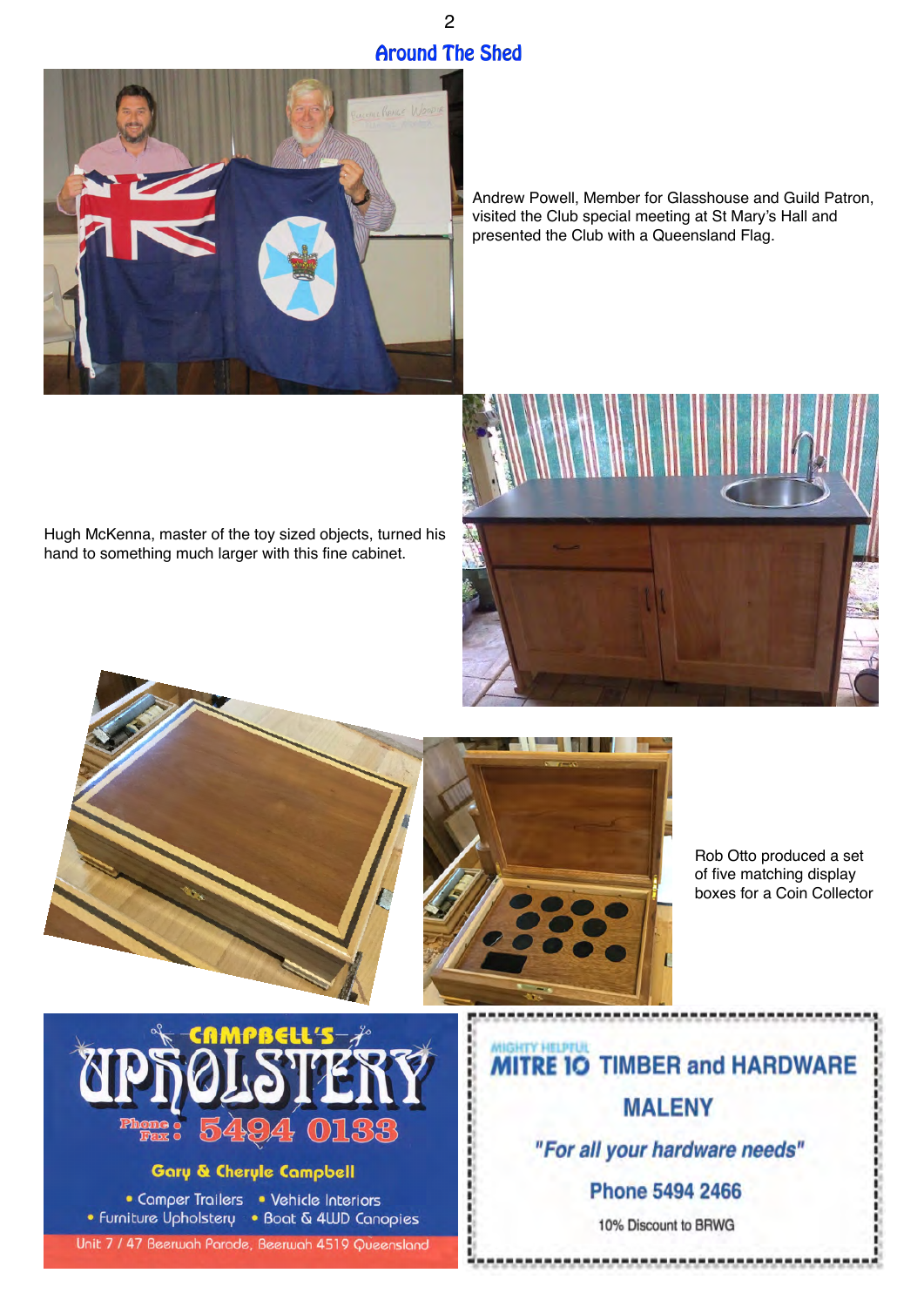## Around The Shed

Andrew Powell, Member for Glasshouse and Guild Patron, visited the Club special meeting at St Mary's Hall and presented the Club with a Queensland Flag.

Hugh McKenna, master of the toy sized objects, turned his hand to something much larger with this fine cabinet.

Rob Otto produced a set of five matching display boxes for a Coin Collector

**CAMPBELL'S UPHOLSTERY**

Phone : Fax : 5494 0133

Gary & Cheryle Campbell

- Camper Trailers
- Vehicle Interiors
- Furniture Upholstery
- Boat & 4WD Canopies

Unit 7 / 47 Beerwah Parade, Beerwah 4519 Queensland

MIGHTY HELPFUL **MITRE 10 TIMBER and HARDWARE**

**MALENY**

***"For all your hardware needs"***

**Phone 5494 2466**

10% Discount to BRWG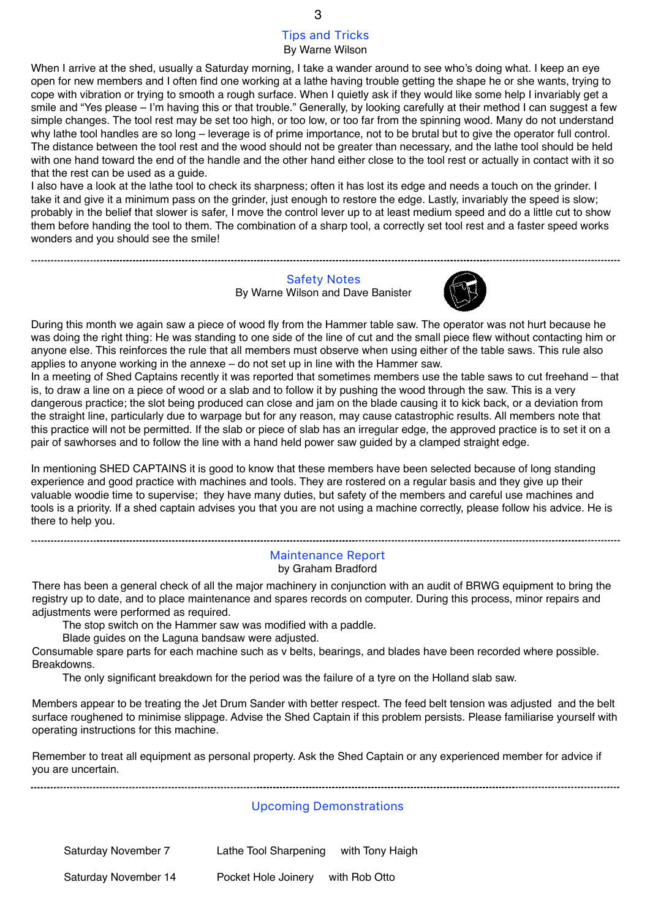## Tips and Tricks

By Warne Wilson

When I arrive at the shed, usually a Saturday morning, I take a wander around to see who's doing what. I keep an eye open for new members and I often find one working at a lathe having trouble getting the shape he or she wants, trying to cope with vibration or trying to smooth a rough surface. When I quietly ask if they would like some help I invariably get a smile and "Yes please – I'm having this or that trouble." Generally, by looking carefully at their method I can suggest a few simple changes. The tool rest may be set too high, or too low, or too far from the spinning wood. Many do not understand why lathe tool handles are so long – leverage is of prime importance, not to be brutal but to give the operator full control. The distance between the tool rest and the wood should not be greater than necessary, and the lathe tool should be held with one hand toward the end of the handle and the other hand either close to the tool rest or actually in contact with it so that the rest can be used as a guide.

I also have a look at the lathe tool to check its sharpness; often it has lost its edge and needs a touch on the grinder. I take it and give it a minimum pass on the grinder, just enough to restore the edge. Lastly, invariably the speed is slow; probably in the belief that slower is safer, I move the control lever up to at least medium speed and do a little cut to show them before handing the tool to them. The combination of a sharp tool, a correctly set tool rest and a faster speed works wonders and you should see the smile!

---

## Safety Notes

By Warne Wilson and Dave Banister

During this month we again saw a piece of wood fly from the Hammer table saw. The operator was not hurt because he was doing the right thing: He was standing to one side of the line of cut and the small piece flew without contacting him or anyone else. This reinforces the rule that all members must observe when using either of the table saws. This rule also applies to anyone working in the annexe – do not set up in line with the Hammer saw.

In a meeting of Shed Captains recently it was reported that sometimes members use the table saws to cut freehand – that is, to draw a line on a piece of wood or a slab and to follow it by pushing the wood through the saw. This is a very dangerous practice; the slot being produced can close and jam on the blade causing it to kick back, or a deviation from the straight line, particularly due to warpage but for any reason, may cause catastrophic results. All members note that this practice will not be permitted. If the slab or piece of slab has an irregular edge, the approved practice is to set it on a pair of sawhorses and to follow the line with a hand held power saw guided by a clamped straight edge.

In mentioning SHED CAPTAINS it is good to know that these members have been selected because of long standing experience and good practice with machines and tools. They are rostered on a regular basis and they give up their valuable woodie time to supervise; they have many duties, but safety of the members and careful use machines and tools is a priority. If a shed captain advises you that you are not using a machine correctly, please follow his advice. He is there to help you.

---

## Maintenance Report

by Graham Bradford

There has been a general check of all the major machinery in conjunction with an audit of BRWG equipment to bring the registry up to date, and to place maintenance and spares records on computer. During this process, minor repairs and adjustments were performed as required.

The stop switch on the Hammer saw was modified with a paddle.

Blade guides on the Laguna bandsaw were adjusted.

Consumable spare parts for each machine such as v belts, bearings, and blades have been recorded where possible.

Breakdowns.

The only significant breakdown for the period was the failure of a tyre on the Holland slab saw.

Members appear to be treating the Jet Drum Sander with better respect. The feed belt tension was adjusted and the belt surface roughened to minimise slippage. Advise the Shed Captain if this problem persists. Please familiarise yourself with operating instructions for this machine.

Remember to treat all equipment as personal property. Ask the Shed Captain or any experienced member for advice if you are uncertain.

---

## Upcoming Demonstrations

| | | |
|---|---|---|
| Saturday November 7 | Lathe Tool Sharpening | with Tony Haigh |
| Saturday November 14 | Pocket Hole Joinery | with Rob Otto |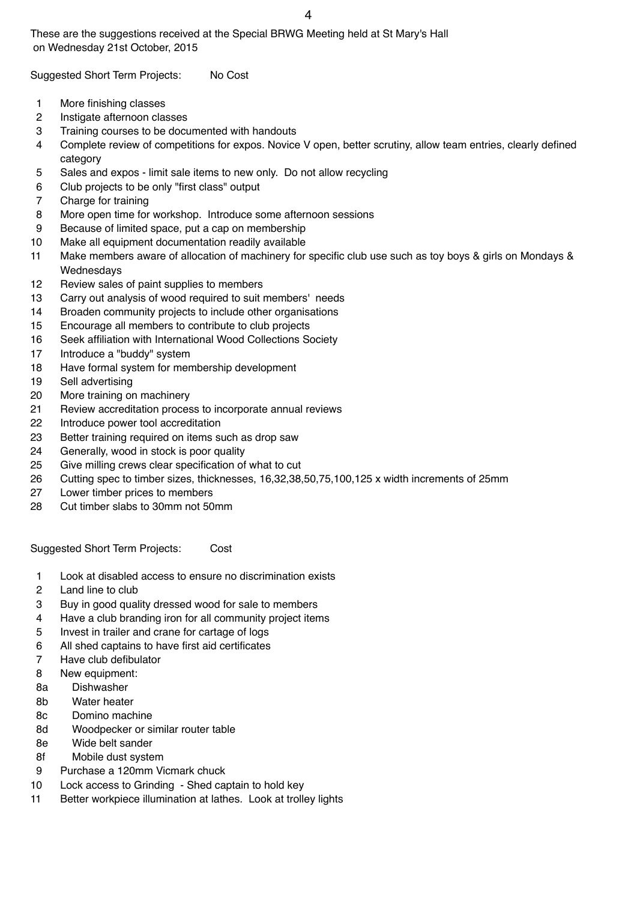These are the suggestions received at the Special BRWG Meeting held at St Mary's Hall on Wednesday 21st October, 2015

Suggested Short Term Projects: No Cost

1. More finishing classes
2. Instigate afternoon classes
3. Training courses to be documented with handouts
4. Complete review of competitions for expos. Novice V open, better scrutiny, allow team entries, clearly defined category
5. Sales and expos - limit sale items to new only. Do not allow recycling
6. Club projects to be only "first class" output
7. Charge for training
8. More open time for workshop. Introduce some afternoon sessions
9. Because of limited space, put a cap on membership
10. Make all equipment documentation readily available
11. Make members aware of allocation of machinery for specific club use such as toy boys & girls on Mondays & Wednesdays
12. Review sales of paint supplies to members
13. Carry out analysis of wood required to suit members' needs
14. Broaden community projects to include other organisations
15. Encourage all members to contribute to club projects
16. Seek affiliation with International Wood Collections Society
17. Introduce a "buddy" system
18. Have formal system for membership development
19. Sell advertising
20. More training on machinery
21. Review accreditation process to incorporate annual reviews
22. Introduce power tool accreditation
23. Better training required on items such as drop saw
24. Generally, wood in stock is poor quality
25. Give milling crews clear specification of what to cut
26. Cutting spec to timber sizes, thicknesses, 16,32,38,50,75,100,125 x width increments of 25mm
27. Lower timber prices to members
28. Cut timber slabs to 30mm not 50mm

Suggested Short Term Projects: Cost

1. Look at disabled access to ensure no discrimination exists
2. Land line to club
3. Buy in good quality dressed wood for sale to members
4. Have a club branding iron for all community project items
5. Invest in trailer and crane for cartage of logs
6. All shed captains to have first aid certificates
7. Have club defibulator
8. New equipment:
   - 8a Dishwasher
   - 8b Water heater
   - 8c Domino machine
   - 8d Woodpecker or similar router table
   - 8e Wide belt sander
   - 8f Mobile dust system
9. Purchase a 120mm Vicmark chuck
10. Lock access to Grinding - Shed captain to hold key
11. Better workpiece illumination at lathes. Look at trolley lights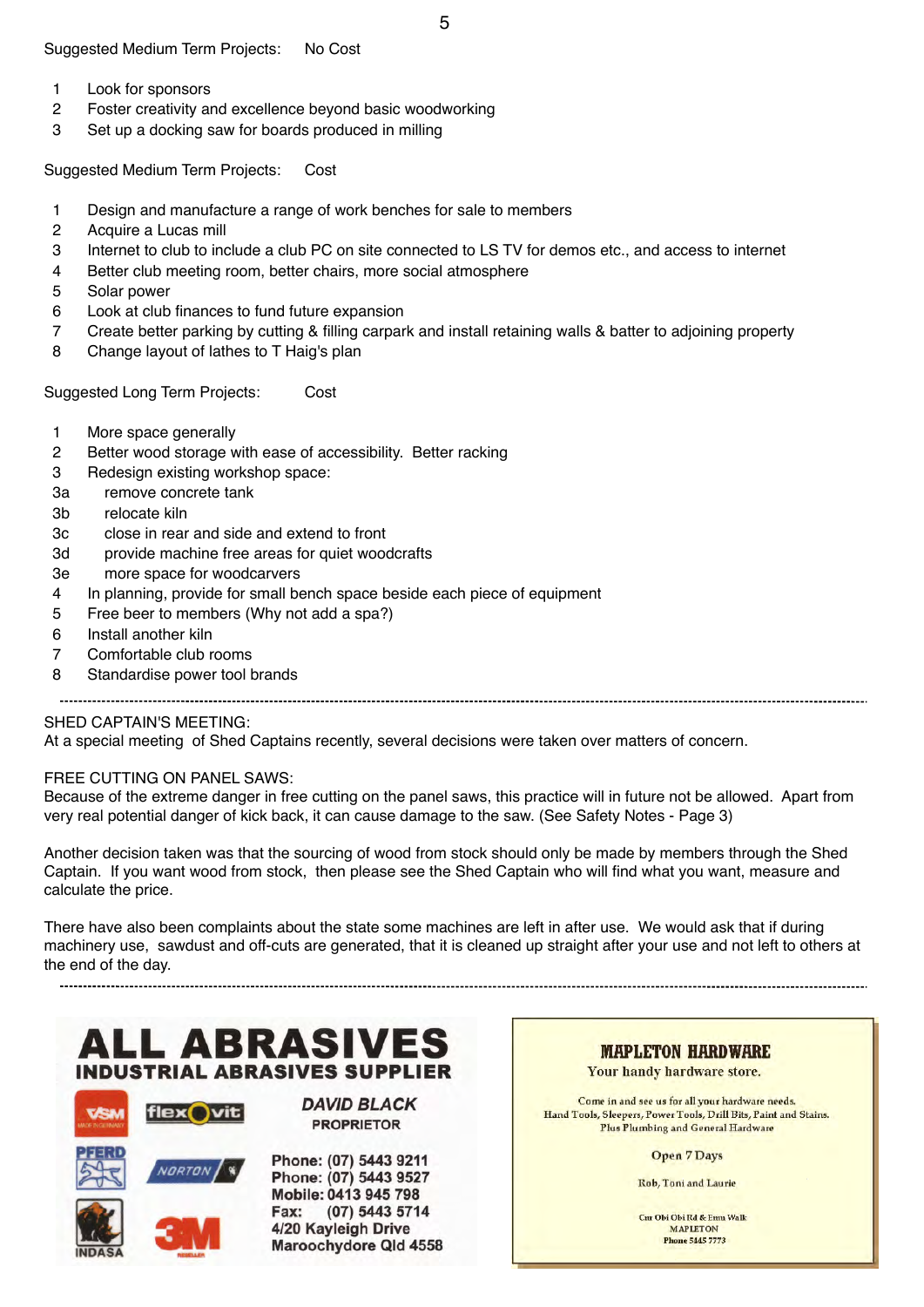Suggested Medium Term Projects: No Cost

1. Look for sponsors
2. Foster creativity and excellence beyond basic woodworking
3. Set up a docking saw for boards produced in milling

Suggested Medium Term Projects: Cost

1. Design and manufacture a range of work benches for sale to members
2. Acquire a Lucas mill
3. Internet to club to include a club PC on site connected to LS TV for demos etc., and access to internet
4. Better club meeting room, better chairs, more social atmosphere
5. Solar power
6. Look at club finances to fund future expansion
7. Create better parking by cutting & filling carpark and install retaining walls & batter to adjoining property
8. Change layout of lathes to T Haig's plan

Suggested Long Term Projects: Cost

1 More space generally
2 Better wood storage with ease of accessibility. Better racking
3 Redesign existing workshop space:
3a remove concrete tank
3b relocate kiln
3c close in rear and side and extend to front
3d provide machine free areas for quiet woodcrafts
3e more space for woodcarvers
4 In planning, provide for small bench space beside each piece of equipment
5 Free beer to members (Why not add a spa?)
6 Install another kiln
7 Comfortable club rooms
8 Standardise power tool brands

---

SHED CAPTAIN'S MEETING:
At a special meeting of Shed Captains recently, several decisions were taken over matters of concern.

FREE CUTTING ON PANEL SAWS:
Because of the extreme danger in free cutting on the panel saws, this practice will in future not be allowed. Apart from very real potential danger of kick back, it can cause damage to the saw. (See Safety Notes - Page 3)

Another decision taken was that the sourcing of wood from stock should only be made by members through the Shed Captain. If you want wood from stock, then please see the Shed Captain who will find what you want, measure and calculate the price.

There have also been complaints about the state some machines are left in after use. We would ask that if during machinery use, sawdust and off-cuts are generated, that it is cleaned up straight after your use and not left to others at the end of the day.

---

**ALL ABRASIVES**
**INDUSTRIAL ABRASIVES SUPPLIER**

VSM · flexovit · PFERD · NORTON · INDASA · 3M

*DAVID BLACK*
PROPRIETOR

Phone: (07) 5443 9211
Phone: (07) 5443 9527
Mobile: 0413 945 798
Fax: (07) 5443 5714
4/20 Kayleigh Drive
Maroochydore Qld 4558

**MAPLETON HARDWARE**
Your handy hardware store.

Come in and see us for all your hardware needs.
Hand Tools, Sleepers, Power Tools, Drill Bits, Paint and Stains.
Plus Plumbing and General Hardware

Open 7 Days

Rob, Toni and Laurie

Cnr Obi Obi Rd & Emu Walk
MAPLETON
Phone 5445 7773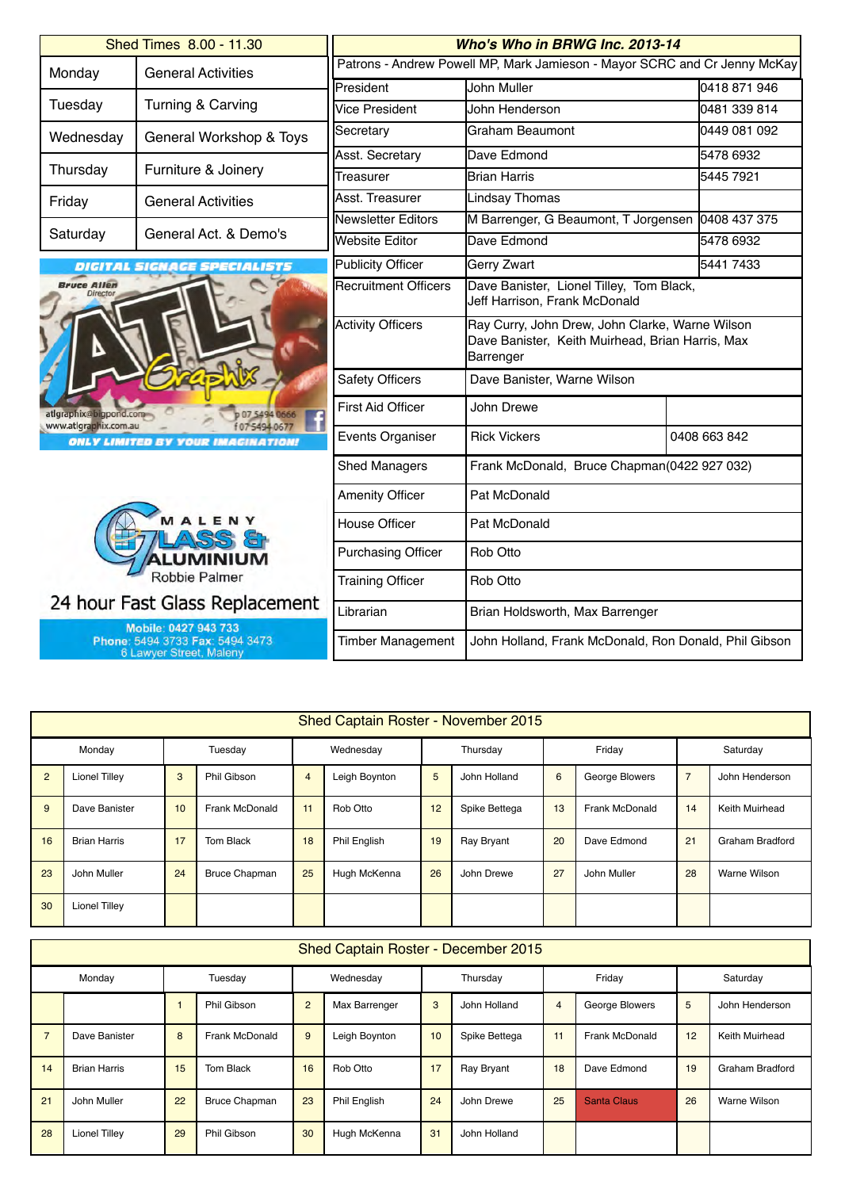| Shed Times 8.00 - 11.30 | |
|---|---|
| Monday | General Activities |
| Tuesday | Turning & Carving |
| Wednesday | General Workshop & Toys |
| Thursday | Furniture & Joinery |
| Friday | General Activities |
| Saturday | General Act. & Demo's |

DIGITAL SIGNAGE SPECIALISTS

Bruce Allen
Director

ATL Graphix

atlgraphix@bigpond.com
www.atlgraphix.com.au
p 07 5494 0666
f 07 5494 0677

ONLY LIMITED BY YOUR IMAGINATION!

MALENY GLASS & ALUMINIUM
Robbie Palmer

24 hour Fast Glass Replacement

Mobile: 0427 943 733
Phone: 5494 3733 Fax: 5494 3473
6 Lawyer Street, Maleny

## Who's Who in BRWG Inc. 2013-14

Patrons - Andrew Powell MP, Mark Jamieson - Mayor SCRC and Cr Jenny McKay

| | | |
|---|---|---|
| President | John Muller | 0418 871 946 |
| Vice President | John Henderson | 0481 339 814 |
| Secretary | Graham Beaumont | 0449 081 092 |
| Asst. Secretary | Dave Edmond | 5478 6932 |
| Treasurer | Brian Harris | 5445 7921 |
| Asst. Treasurer | Lindsay Thomas | |
| Newsletter Editors | M Barrenger, G Beaumont, T Jorgensen | 0408 437 375 |
| Website Editor | Dave Edmond | 5478 6932 |
| Publicity Officer | Gerry Zwart | 5441 7433 |
| Recruitment Officers | Dave Banister, Lionel Tilley, Tom Black, Jeff Harrison, Frank McDonald | |
| Activity Officers | Ray Curry, John Drew, John Clarke, Warne Wilson Dave Banister, Keith Muirhead, Brian Harris, Max Barrenger | |
| Safety Officers | Dave Banister, Warne Wilson | |
| First Aid Officer | John Drewe | |
| Events Organiser | Rick Vickers | 0408 663 842 |
| Shed Managers | Frank McDonald, Bruce Chapman(0422 927 032) | |
| Amenity Officer | Pat McDonald | |
| House Officer | Pat McDonald | |
| Purchasing Officer | Rob Otto | |
| Training Officer | Rob Otto | |
| Librarian | Brian Holdsworth, Max Barrenger | |
| Timber Management | John Holland, Frank McDonald, Ron Donald, Phil Gibson | |

## Shed Captain Roster - November 2015

| Monday | | Tuesday | | Wednesday | | Thursday | | Friday | | Saturday | |
|---|---|---|---|---|---|---|---|---|---|---|---|
| 2 | Lionel Tilley | 3 | Phil Gibson | 4 | Leigh Boynton | 5 | John Holland | 6 | George Blowers | 7 | John Henderson |
| 9 | Dave Banister | 10 | Frank McDonald | 11 | Rob Otto | 12 | Spike Bettega | 13 | Frank McDonald | 14 | Keith Muirhead |
| 16 | Brian Harris | 17 | Tom Black | 18 | Phil English | 19 | Ray Bryant | 20 | Dave Edmond | 21 | Graham Bradford |
| 23 | John Muller | 24 | Bruce Chapman | 25 | Hugh McKenna | 26 | John Drewe | 27 | John Muller | 28 | Warne Wilson |
| 30 | Lionel Tilley | | | | | | | | | | |

## Shed Captain Roster - December 2015

| Monday | | Tuesday | | Wednesday | | Thursday | | Friday | | Saturday | |
|---|---|---|---|---|---|---|---|---|---|---|---|
| | | 1 | Phil Gibson | 2 | Max Barrenger | 3 | John Holland | 4 | George Blowers | 5 | John Henderson |
| 7 | Dave Banister | 8 | Frank McDonald | 9 | Leigh Boynton | 10 | Spike Bettega | 11 | Frank McDonald | 12 | Keith Muirhead |
| 14 | Brian Harris | 15 | Tom Black | 16 | Rob Otto | 17 | Ray Bryant | 18 | Dave Edmond | 19 | Graham Bradford |
| 21 | John Muller | 22 | Bruce Chapman | 23 | Phil English | 24 | John Drewe | 25 | Santa Claus | 26 | Warne Wilson |
| 28 | Lionel Tilley | 29 | Phil Gibson | 30 | Hugh McKenna | 31 | John Holland | | | | |